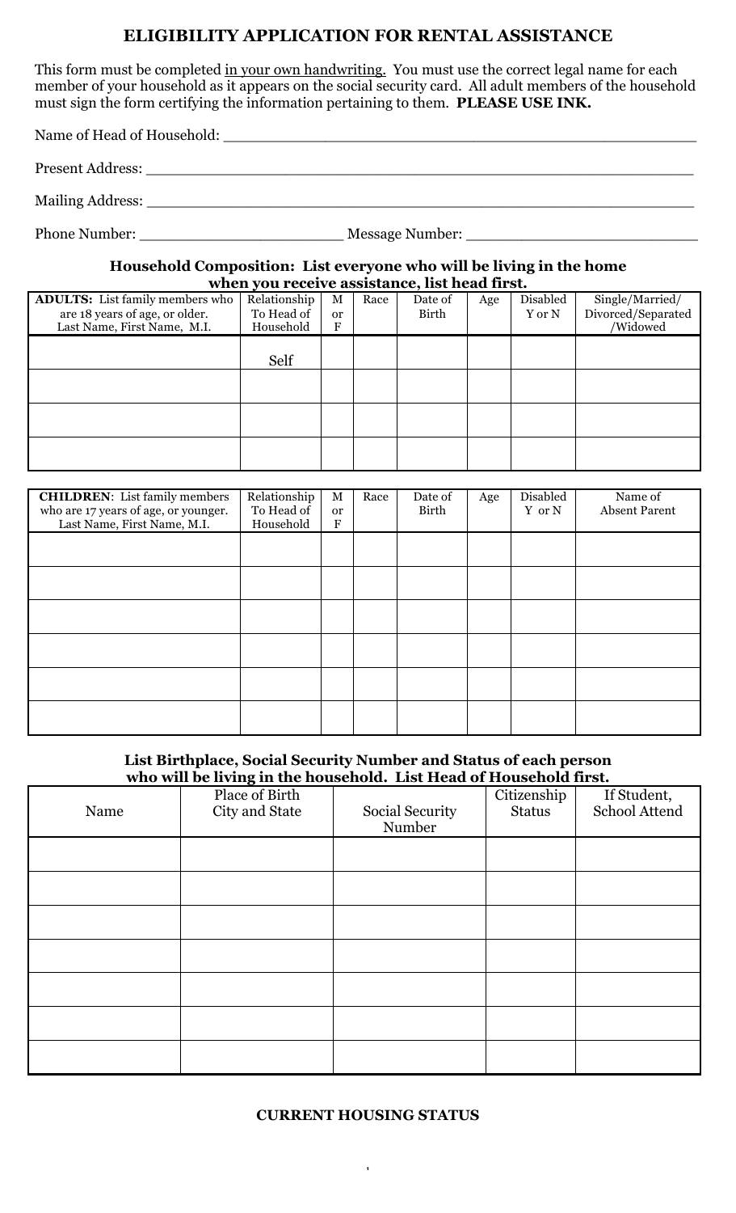# ELIGIBILITY APPLICATION FOR RENTAL ASSISTANCE

This form must be completed in your own handwriting. You must use the correct legal name for each member of your household as it appears on the social security card. All adult members of the household must sign the form certifying the information pertaining to them. **PLEASE USE INK.**

Name of Head of Household: ______________________________________________

Present Address: ______________________________________________

Mailing Address: ______________________________________________

Phone Number: ______________________ Message Number: ______________________

### Household Composition: List everyone who will be living in the home when you receive assistance, list head first.

| **ADULTS:** List family members who are 18 years of age, or older. Last Name, First Name, M.I. | Relationship To Head of Household | M or F | Race | Date of Birth | Age | Disabled Y or N | Single/Married/ Divorced/Separated /Widowed |
|---|---|---|---|---|---|---|---|
| | Self | | | | | | |
| | | | | | | | |
| | | | | | | | |
| | | | | | | | |

| **CHILDREN**: List family members who are 17 years of age, or younger. Last Name, First Name, M.I. | Relationship To Head of Household | M or F | Race | Date of Birth | Age | Disabled Y or N | Name of Absent Parent |
|---|---|---|---|---|---|---|---|
| | | | | | | | |
| | | | | | | | |
| | | | | | | | |
| | | | | | | | |
| | | | | | | | |
| | | | | | | | |

### List Birthplace, Social Security Number and Status of each person who will be living in the household. List Head of Household first.

| Name | Place of Birth City and State | Social Security Number | Citizenship Status | If Student, School Attend |
|---|---|---|---|---|
| | | | | |
| | | | | |
| | | | | |
| | | | | |
| | | | | |
| | | | | |
| | | | | |

### CURRENT HOUSING STATUS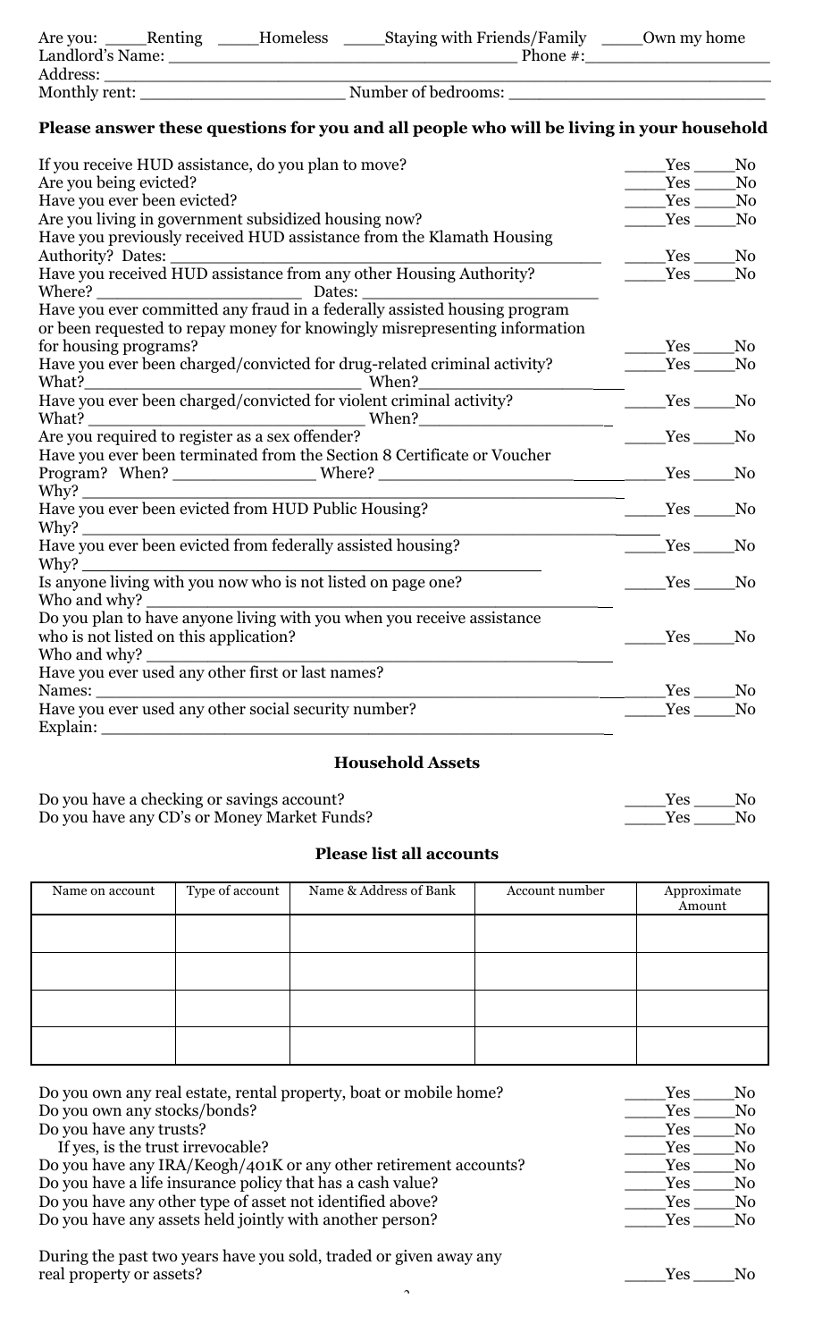Are you: \_\_\_\_Renting \_\_\_\_Homeless \_\_\_\_Staying with Friends/Family \_\_\_\_Own my home

Landlord's Name: \_\_\_\_\_\_\_\_\_\_\_\_\_\_\_\_\_\_\_\_\_\_\_\_\_\_\_\_\_\_\_\_\_\_ Phone #:\_\_\_\_\_\_\_\_\_\_\_\_\_\_\_\_\_\_

Address: \_\_\_\_\_\_\_\_\_\_\_\_\_\_\_\_\_\_\_\_\_\_\_\_\_\_\_\_\_\_\_\_\_\_\_\_\_\_\_\_\_\_\_\_\_\_\_\_\_\_\_\_\_\_\_\_\_\_\_\_

Monthly rent: \_\_\_\_\_\_\_\_\_\_\_\_\_\_\_\_\_\_\_\_ Number of bedrooms: \_\_\_\_\_\_\_\_\_\_\_\_\_\_\_\_\_\_\_\_\_\_\_\_

**Please answer these questions for you and all people who will be living in your household**

If you receive HUD assistance, do you plan to move? \_\_\_\_Yes \_\_\_\_No

Are you being evicted? \_\_\_\_Yes \_\_\_\_No

Have you ever been evicted? \_\_\_\_Yes \_\_\_\_No

Are you living in government subsidized housing now? \_\_\_\_Yes \_\_\_\_No

Have you previously received HUD assistance from the Klamath Housing Authority? Dates: \_\_\_\_\_\_\_\_\_\_\_\_\_\_\_\_\_\_\_\_\_\_\_\_\_\_\_\_\_\_ \_\_\_\_Yes \_\_\_\_No

Have you received HUD assistance from any other Housing Authority? \_\_\_\_Yes \_\_\_\_No

Where? \_\_\_\_\_\_\_\_\_\_\_\_\_\_\_\_\_\_\_\_ Dates: \_\_\_\_\_\_\_\_\_\_\_\_\_\_\_\_\_\_\_\_\_\_\_\_

Have you ever committed any fraud in a federally assisted housing program or been requested to repay money for knowingly misrepresenting information for housing programs? \_\_\_\_Yes \_\_\_\_No

Have you ever been charged/convicted for drug-related criminal activity? \_\_\_\_Yes \_\_\_\_No

What?\_\_\_\_\_\_\_\_\_\_\_\_\_\_\_\_\_\_\_\_\_\_\_\_\_\_\_\_ When?\_\_\_\_\_\_\_\_\_\_\_\_\_\_\_\_\_\_\_\_

Have you ever been charged/convicted for violent criminal activity? \_\_\_\_Yes \_\_\_\_No

What? \_\_\_\_\_\_\_\_\_\_\_\_\_\_\_\_\_\_\_\_\_\_\_\_\_\_\_\_ When?\_\_\_\_\_\_\_\_\_\_\_\_\_\_\_\_\_\_\_\_

Are you required to register as a sex offender? \_\_\_\_Yes \_\_\_\_No

Have you ever been terminated from the Section 8 Certificate or Voucher Program? When? \_\_\_\_\_\_\_\_\_\_\_\_\_\_ Where? \_\_\_\_\_\_\_\_\_\_\_\_\_\_\_\_\_\_\_\_ \_\_\_\_Yes \_\_\_\_No

Why? \_\_\_\_\_\_\_\_\_\_\_\_\_\_\_\_\_\_\_\_\_\_\_\_\_\_\_\_\_\_\_\_\_\_\_\_\_\_\_\_\_\_\_\_\_\_\_\_\_\_\_\_\_\_

Have you ever been evicted from HUD Public Housing? \_\_\_\_Yes \_\_\_\_No

Why? \_\_\_\_\_\_\_\_\_\_\_\_\_\_\_\_\_\_\_\_\_\_\_\_\_\_\_\_\_\_\_\_\_\_\_\_\_\_\_\_\_\_\_\_\_\_\_\_\_\_\_\_\_\_

Have you ever been evicted from federally assisted housing? \_\_\_\_Yes \_\_\_\_No

Why? \_\_\_\_\_\_\_\_\_\_\_\_\_\_\_\_\_\_\_\_\_\_\_\_\_\_\_\_\_\_\_\_\_\_\_\_\_\_\_\_\_\_\_\_\_\_\_\_

Is anyone living with you now who is not listed on page one? \_\_\_\_Yes \_\_\_\_No

Who and why? \_\_\_\_\_\_\_\_\_\_\_\_\_\_\_\_\_\_\_\_\_\_\_\_\_\_\_\_\_\_\_\_\_\_\_\_\_\_\_\_\_\_\_\_\_\_\_\_

Do you plan to have anyone living with you when you receive assistance who is not listed on this application? \_\_\_\_Yes \_\_\_\_No

Who and why? \_\_\_\_\_\_\_\_\_\_\_\_\_\_\_\_\_\_\_\_\_\_\_\_\_\_\_\_\_\_\_\_\_\_\_\_\_\_\_\_\_\_\_\_\_\_\_\_

Have you ever used any other first or last names?

Names: \_\_\_\_\_\_\_\_\_\_\_\_\_\_\_\_\_\_\_\_\_\_\_\_\_\_\_\_\_\_\_\_\_\_\_\_\_\_\_\_\_\_\_\_\_\_\_\_\_\_\_\_\_\_ \_\_\_\_Yes \_\_\_\_No

Have you ever used any other social security number? \_\_\_\_Yes \_\_\_\_No

Explain: \_\_\_\_\_\_\_\_\_\_\_\_\_\_\_\_\_\_\_\_\_\_\_\_\_\_\_\_\_\_\_\_\_\_\_\_\_\_\_\_\_\_\_\_\_\_\_\_\_\_\_\_

## Household Assets

Do you have a checking or savings account? \_\_\_\_Yes \_\_\_\_No

Do you have any CD's or Money Market Funds? \_\_\_\_Yes \_\_\_\_No

### Please list all accounts

| Name on account | Type of account | Name & Address of Bank | Account number | Approximate Amount |
|---|---|---|---|---|
| | | | | |
| | | | | |
| | | | | |
| | | | | |

Do you own any real estate, rental property, boat or mobile home? \_\_\_\_Yes \_\_\_\_No

Do you own any stocks/bonds? \_\_\_\_Yes \_\_\_\_No

Do you have any trusts? \_\_\_\_Yes \_\_\_\_No

If yes, is the trust irrevocable? \_\_\_\_Yes \_\_\_\_No

Do you have any IRA/Keogh/401K or any other retirement accounts? \_\_\_\_Yes \_\_\_\_No

Do you have a life insurance policy that has a cash value? \_\_\_\_Yes \_\_\_\_No

Do you have any other type of asset not identified above? \_\_\_\_Yes \_\_\_\_No

Do you have any assets held jointly with another person? \_\_\_\_Yes \_\_\_\_No

During the past two years have you sold, traded or given away any real property or assets? \_\_\_\_Yes \_\_\_\_No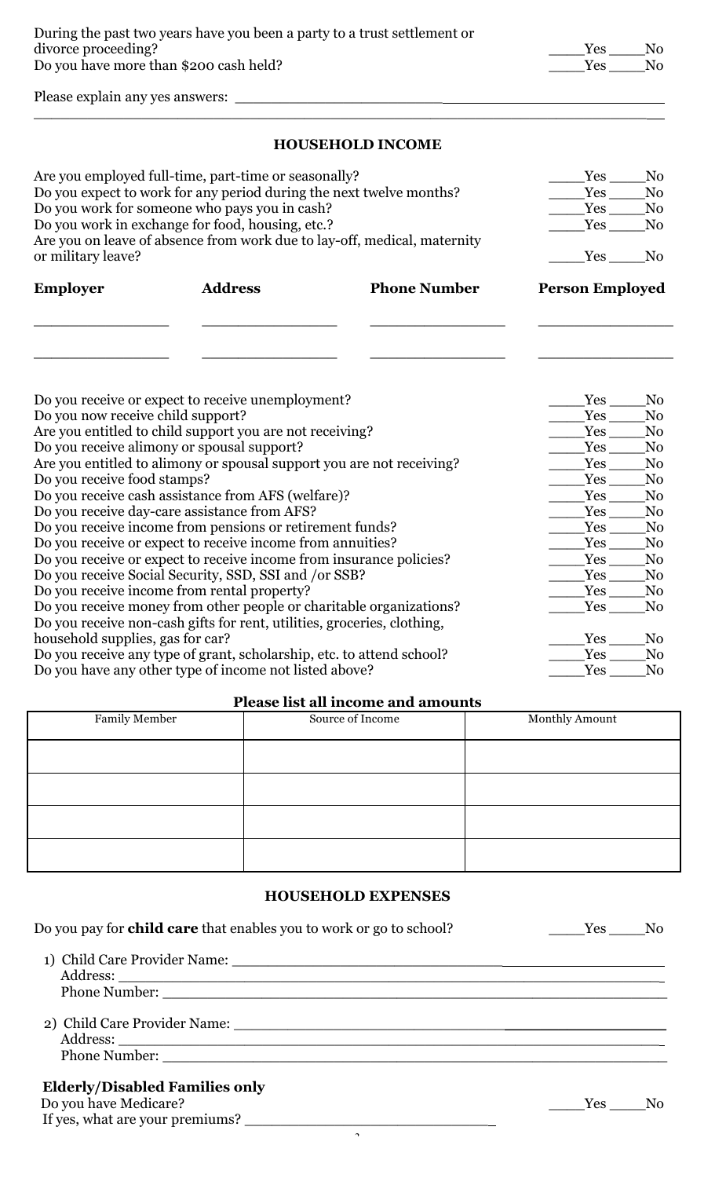During the past two years have you been a party to a trust settlement or divorce proceeding? ____Yes ____No

Do you have more than $200 cash held? ____Yes ____No

Please explain any yes answers: ______________________________________________

______________________________________________________________________

## HOUSEHOLD INCOME

Are you employed full-time, part-time or seasonally? ____Yes ____No

Do you expect to work for any period during the next twelve months? ____Yes ____No

Do you work for someone who pays you in cash? ____Yes ____No

Do you work in exchange for food, housing, etc.? ____Yes ____No

Are you on leave of absence from work due to lay-off, medical, maternity or military leave? ____Yes ____No

| Employer | Address | Phone Number | Person Employed |
|---|---|---|---|
| | | | |
| | | | |

Do you receive or expect to receive unemployment? ____Yes ____No

Do you now receive child support? ____Yes ____No

Are you entitled to child support you are not receiving? ____Yes ____No

Do you receive alimony or spousal support? ____Yes ____No

Are you entitled to alimony or spousal support you are not receiving? ____Yes ____No

Do you receive food stamps? ____Yes ____No

Do you receive cash assistance from AFS (welfare)? ____Yes ____No

Do you receive day-care assistance from AFS? ____Yes ____No

Do you receive income from pensions or retirement funds? ____Yes ____No

Do you receive or expect to receive income from annuities? ____Yes ____No

Do you receive or expect to receive income from insurance policies? ____Yes ____No

Do you receive Social Security, SSD, SSI and /or SSB? ____Yes ____No

Do you receive income from rental property? ____Yes ____No

Do you receive money from other people or charitable organizations? ____Yes ____No

Do you receive non-cash gifts for rent, utilities, groceries, clothing, household supplies, gas for car? ____Yes ____No

Do you receive any type of grant, scholarship, etc. to attend school? ____Yes ____No

Do you have any other type of income not listed above? ____Yes ____No

**Please list all income and amounts**

| Family Member | Source of Income | Monthly Amount |
|---|---|---|
| | | |
| | | |
| | | |
| | | |

## HOUSEHOLD EXPENSES

Do you pay for **child care** that enables you to work or go to school? ____Yes ____No

1) Child Care Provider Name: ______________________________________
   Address: ______________________________________________________
   Phone Number: _________________________________________________

2) Child Care Provider Name: ______________________________________
   Address: ______________________________________________________
   Phone Number: _________________________________________________

**Elderly/Disabled Families only**

Do you have Medicare? ____Yes ____No

If yes, what are your premiums? ______________________________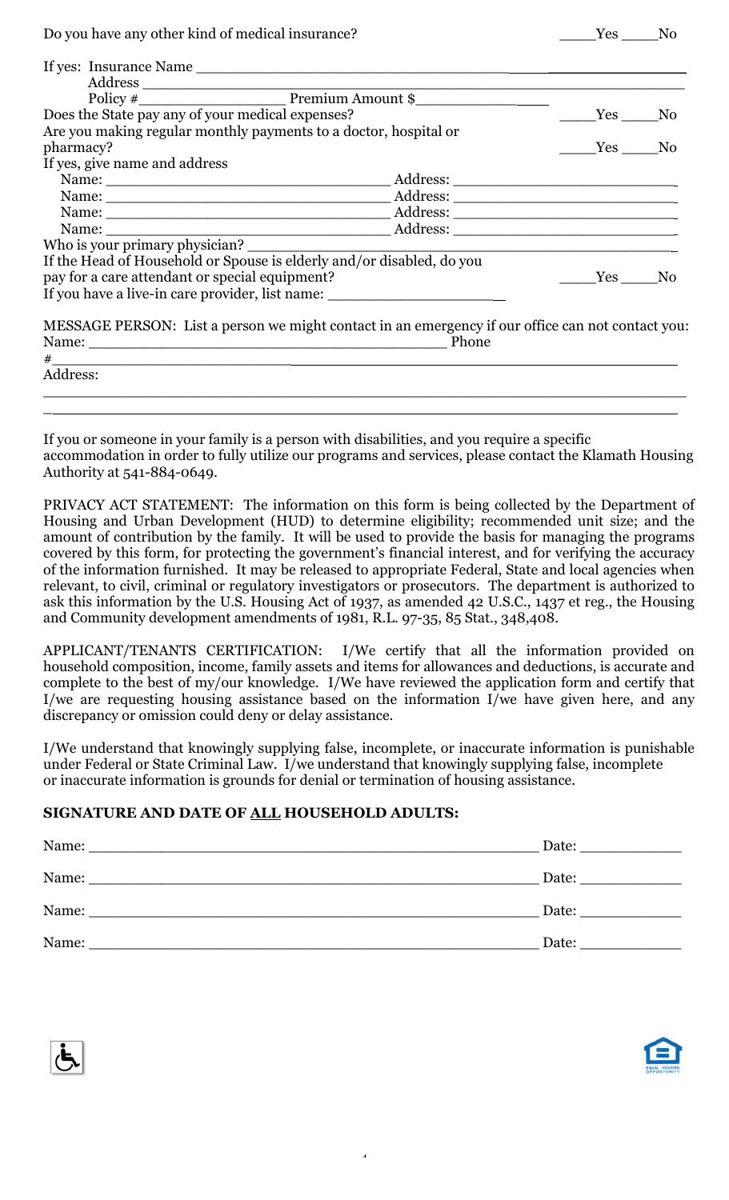Do you have any other kind of medical insurance? ____Yes ____No

If yes: Insurance Name ______________________________________________

Address ______________________________________________________

Policy #________________ Premium Amount $________________

Does the State pay any of your medical expenses? ____Yes ____No

Are you making regular monthly payments to a doctor, hospital or pharmacy? ____Yes ____No

If yes, give name and address

Name: ______________________________ Address: ________________________

Name: ______________________________ Address: ________________________

Name: ______________________________ Address: ________________________

Name: ______________________________ Address: ________________________

Who is your primary physician? ______________________________________________

If the Head of Household or Spouse is elderly and/or disabled, do you pay for a care attendant or special equipment? ____Yes ____No

If you have a live-in care provider, list name: ____________________

MESSAGE PERSON: List a person we might contact in an emergency if our office can not contact you:

Name: ________________________________________ Phone #________________________

Address: ______________________________________________________________

If you or someone in your family is a person with disabilities, and you require a specific accommodation in order to fully utilize our programs and services, please contact the Klamath Housing Authority at 541-884-0649.

PRIVACY ACT STATEMENT: The information on this form is being collected by the Department of Housing and Urban Development (HUD) to determine eligibility; recommended unit size; and the amount of contribution by the family. It will be used to provide the basis for managing the programs covered by this form, for protecting the government's financial interest, and for verifying the accuracy of the information furnished. It may be released to appropriate Federal, State and local agencies when relevant, to civil, criminal or regulatory investigators or prosecutors. The department is authorized to ask this information by the U.S. Housing Act of 1937, as amended 42 U.S.C., 1437 et reg., the Housing and Community development amendments of 1981, R.L. 97-35, 85 Stat., 348,408.

APPLICANT/TENANTS CERTIFICATION: I/We certify that all the information provided on household composition, income, family assets and items for allowances and deductions, is accurate and complete to the best of my/our knowledge. I/We have reviewed the application form and certify that I/we are requesting housing assistance based on the information I/we have given here, and any discrepancy or omission could deny or delay assistance.

I/We understand that knowingly supplying false, incomplete, or inaccurate information is punishable under Federal or State Criminal Law. I/we understand that knowingly supplying false, incomplete or inaccurate information is grounds for denial or termination of housing assistance.

**SIGNATURE AND DATE OF ALL HOUSEHOLD ADULTS:**

Name: ____________________________________________ Date: ____________

Name: ____________________________________________ Date: ____________

Name: ____________________________________________ Date: ____________

Name: ____________________________________________ Date: ____________